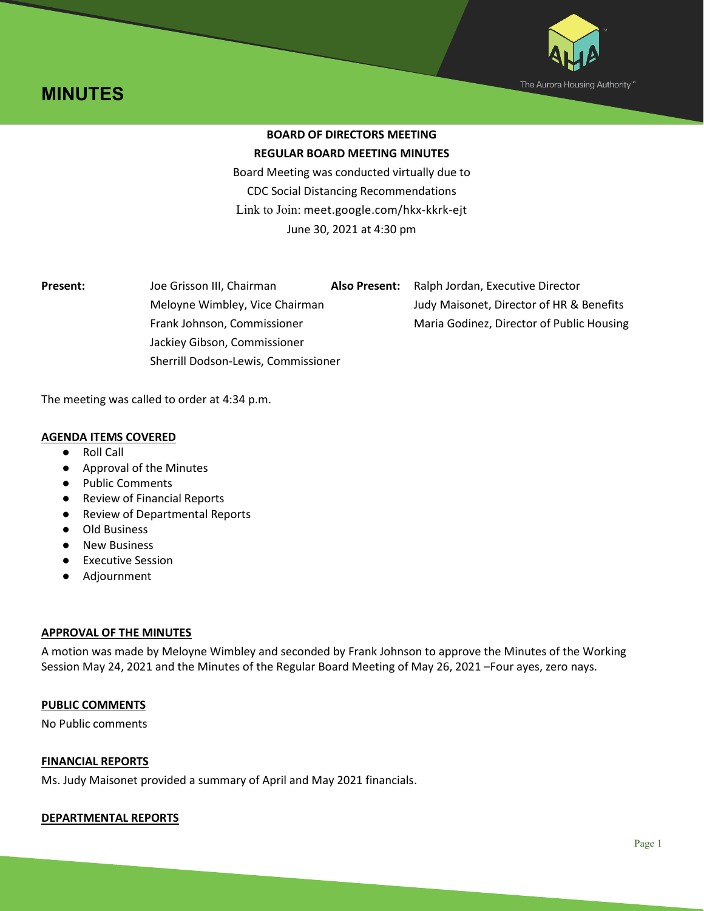# MINUTES

**BOARD OF DIRECTORS MEETING**

**REGULAR BOARD MEETING MINUTES**

Board Meeting was conducted virtually due to
CDC Social Distancing Recommendations
Link to Join: meet.google.com/hkx-kkrk-ejt
June 30, 2021 at 4:30 pm

**Present:**
Joe Grisson III, Chairman
Meloyne Wimbley, Vice Chairman
Frank Johnson, Commissioner
Jackiey Gibson, Commissioner
Sherrill Dodson-Lewis, Commissioner

**Also Present:**
Ralph Jordan, Executive Director
Judy Maisonet, Director of HR & Benefits
Maria Godinez, Director of Public Housing

The meeting was called to order at 4:34 p.m.

**AGENDA ITEMS COVERED**

- Roll Call
- Approval of the Minutes
- Public Comments
- Review of Financial Reports
- Review of Departmental Reports
- Old Business
- New Business
- Executive Session
- Adjournment

**APPROVAL OF THE MINUTES**

A motion was made by Meloyne Wimbley and seconded by Frank Johnson to approve the Minutes of the Working Session May 24, 2021 and the Minutes of the Regular Board Meeting of May 26, 2021 –Four ayes, zero nays.

**PUBLIC COMMENTS**

No Public comments

**FINANCIAL REPORTS**

Ms. Judy Maisonet provided a summary of April and May 2021 financials.

**DEPARTMENTAL REPORTS**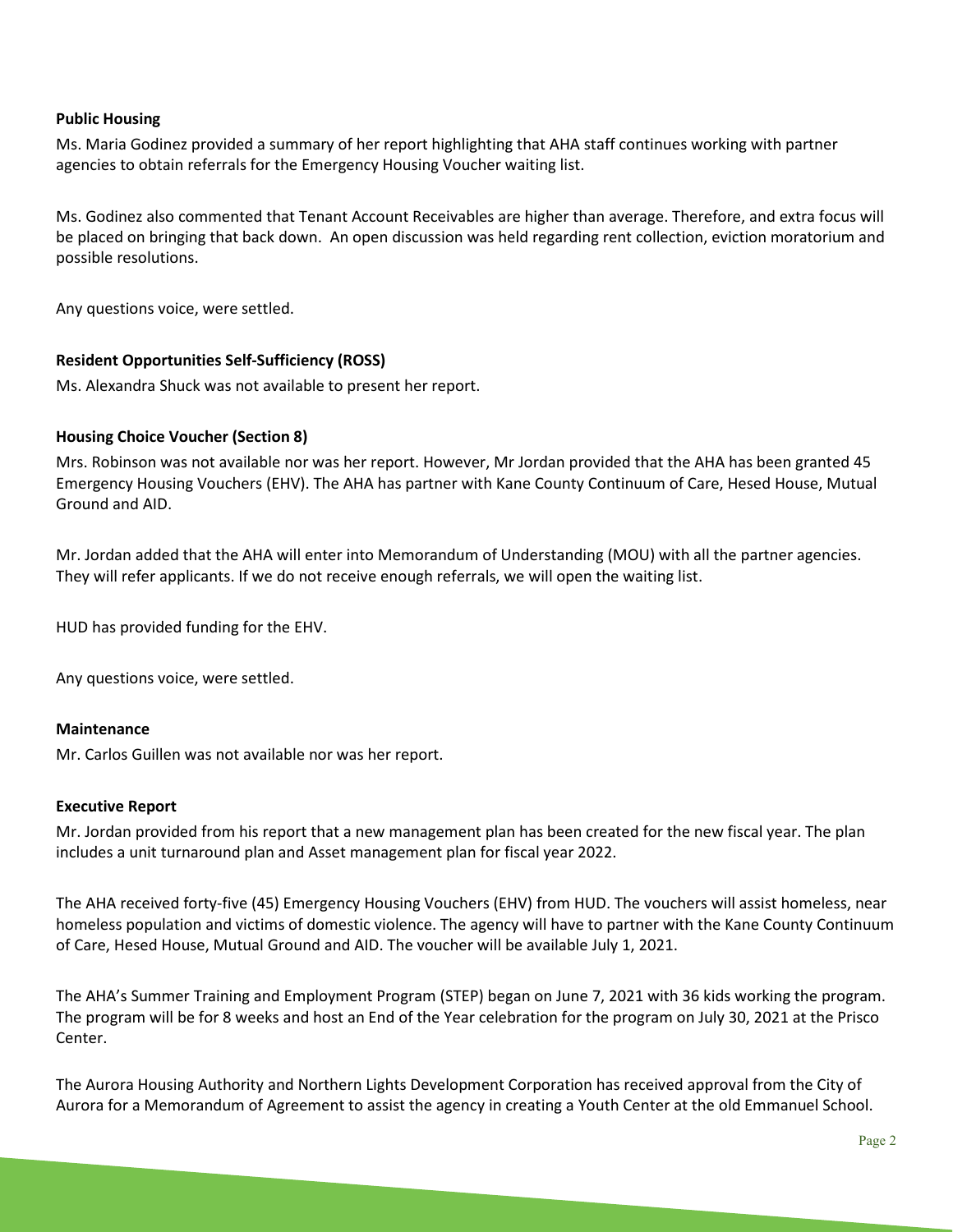**Public Housing**

Ms. Maria Godinez provided a summary of her report highlighting that AHA staff continues working with partner agencies to obtain referrals for the Emergency Housing Voucher waiting list.

Ms. Godinez also commented that Tenant Account Receivables are higher than average. Therefore, and extra focus will be placed on bringing that back down. An open discussion was held regarding rent collection, eviction moratorium and possible resolutions.

Any questions voice, were settled.

**Resident Opportunities Self-Sufficiency (ROSS)**

Ms. Alexandra Shuck was not available to present her report.

**Housing Choice Voucher (Section 8)**

Mrs. Robinson was not available nor was her report. However, Mr Jordan provided that the AHA has been granted 45 Emergency Housing Vouchers (EHV). The AHA has partner with Kane County Continuum of Care, Hesed House, Mutual Ground and AID.

Mr. Jordan added that the AHA will enter into Memorandum of Understanding (MOU) with all the partner agencies. They will refer applicants. If we do not receive enough referrals, we will open the waiting list.

HUD has provided funding for the EHV.

Any questions voice, were settled.

**Maintenance**

Mr. Carlos Guillen was not available nor was her report.

**Executive Report**

Mr. Jordan provided from his report that a new management plan has been created for the new fiscal year. The plan includes a unit turnaround plan and Asset management plan for fiscal year 2022.

The AHA received forty-five (45) Emergency Housing Vouchers (EHV) from HUD. The vouchers will assist homeless, near homeless population and victims of domestic violence. The agency will have to partner with the Kane County Continuum of Care, Hesed House, Mutual Ground and AID. The voucher will be available July 1, 2021.

The AHA's Summer Training and Employment Program (STEP) began on June 7, 2021 with 36 kids working the program. The program will be for 8 weeks and host an End of the Year celebration for the program on July 30, 2021 at the Prisco Center.

The Aurora Housing Authority and Northern Lights Development Corporation has received approval from the City of Aurora for a Memorandum of Agreement to assist the agency in creating a Youth Center at the old Emmanuel School.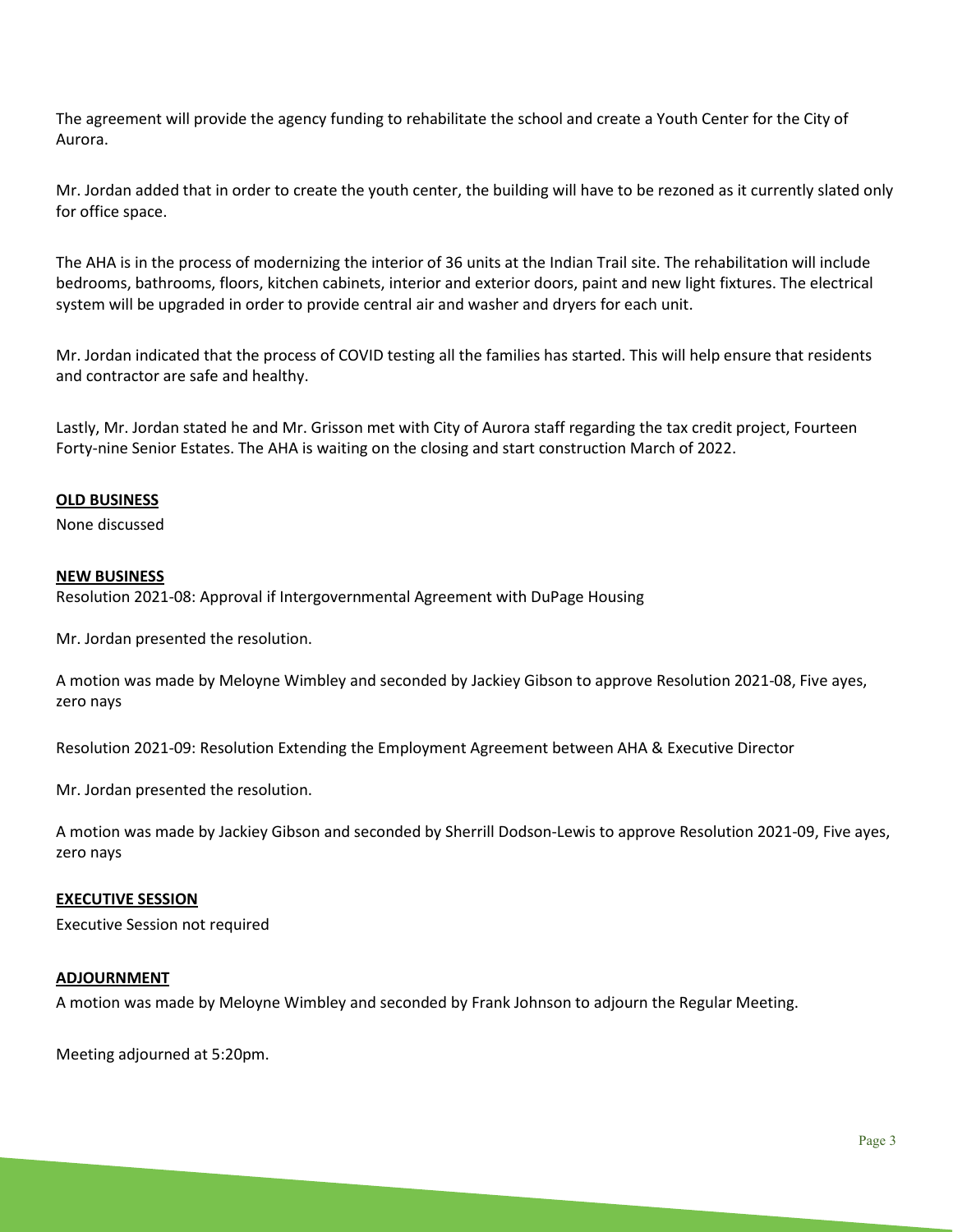The agreement will provide the agency funding to rehabilitate the school and create a Youth Center for the City of Aurora.

Mr. Jordan added that in order to create the youth center, the building will have to be rezoned as it currently slated only for office space.

The AHA is in the process of modernizing the interior of 36 units at the Indian Trail site. The rehabilitation will include bedrooms, bathrooms, floors, kitchen cabinets, interior and exterior doors, paint and new light fixtures. The electrical system will be upgraded in order to provide central air and washer and dryers for each unit.

Mr. Jordan indicated that the process of COVID testing all the families has started. This will help ensure that residents and contractor are safe and healthy.

Lastly, Mr. Jordan stated he and Mr. Grisson met with City of Aurora staff regarding the tax credit project, Fourteen Forty-nine Senior Estates. The AHA is waiting on the closing and start construction March of 2022.

**OLD BUSINESS**

None discussed

**NEW BUSINESS**

Resolution 2021-08: Approval if Intergovernmental Agreement with DuPage Housing

Mr. Jordan presented the resolution.

A motion was made by Meloyne Wimbley and seconded by Jackiey Gibson to approve Resolution 2021-08, Five ayes, zero nays

Resolution 2021-09: Resolution Extending the Employment Agreement between AHA & Executive Director

Mr. Jordan presented the resolution.

A motion was made by Jackiey Gibson and seconded by Sherrill Dodson-Lewis to approve Resolution 2021-09, Five ayes, zero nays

**EXECUTIVE SESSION**

Executive Session not required

**ADJOURNMENT**

A motion was made by Meloyne Wimbley and seconded by Frank Johnson to adjourn the Regular Meeting.

Meeting adjourned at 5:20pm.